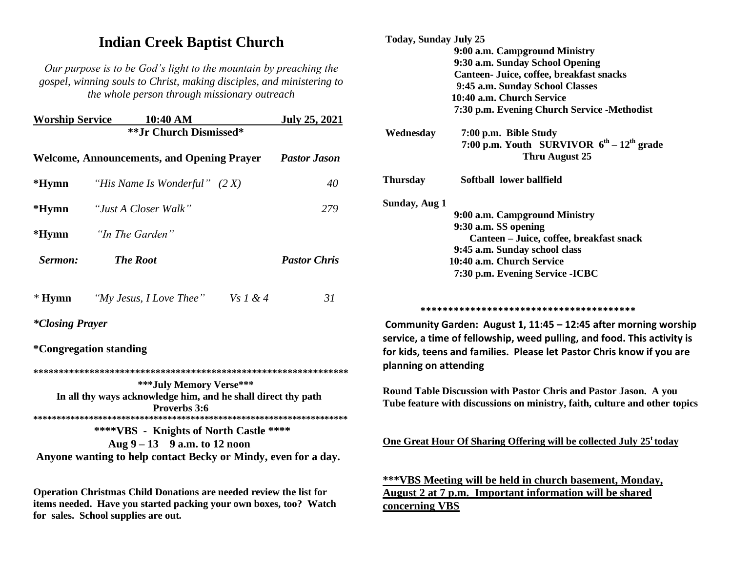# Indian Creek Baptist Church

*Our purpose is to be God's light to the mountain by preaching the gospel, winning souls to Christ, making disciples, and ministering to the whole person through missionary outreach*

**Worship Service 10:40 AM July 25, 2021**

**\*\*Jr Church Dismissed\***

**Welcome, Announcements, and Opening Prayer** ***Pastor Jason***

**\*Hymn** *"His Name Is Wonderful" (2 X)* 40

**\*Hymn** *"Just A Closer Walk"* 279

**\*Hymn** *"In The Garden"*

***Sermon:*** ***The Root*** ***Pastor Chris***

*\** **Hymn** *"My Jesus, I Love Thee" Vs 1 & 4* 31

***\*Closing Prayer***

**\*Congregation standing**

\*\*\*\*\*\*\*\*\*\*\*\*\*\*\*\*\*\*\*\*\*\*\*\*\*\*\*\*\*\*\*\*\*\*\*\*\*\*\*\*\*\*\*\*\*\*\*\*\*\*\*\*\*\*\*\*\*\*\*\*\*\*\*\*

**\*\*\*July Memory Verse\*\*\***

**In all thy ways acknowledge him, and he shall direct thy path**

**Proverbs 3:6**

\*\*\*\*\*\*\*\*\*\*\*\*\*\*\*\*\*\*\*\*\*\*\*\*\*\*\*\*\*\*\*\*\*\*\*\*\*\*\*\*\*\*\*\*\*\*\*\*\*\*\*\*\*\*\*\*\*\*\*\*\*\*\*\*

**\*\*\*\*VBS - Knights of North Castle \*\*\*\***

**Aug 9 – 13 9 a.m. to 12 noon**

**Anyone wanting to help contact Becky or Mindy, even for a day.**

**Operation Christmas Child Donations are needed review the list for items needed. Have you started packing your own boxes, too? Watch for sales. School supplies are out.**

**Today, Sunday July 25**

**9:00 a.m. Campground Ministry**
**9:30 a.m. Sunday School Opening**
**Canteen- Juice, coffee, breakfast snacks**
**9:45 a.m. Sunday School Classes**
**10:40 a.m. Church Service**
**7:30 p.m. Evening Church Service -Methodist**

**Wednesday** **7:00 p.m. Bible Study**
**7:00 p.m. Youth SURVIVOR $6^{th}$ – $12^{th}$ grade**
**Thru August 25**

**Thursday** **Softball lower ballfield**

**Sunday, Aug 1**

**9:00 a.m. Campground Ministry**
**9:30 a.m. SS opening**
**Canteen – Juice, coffee, breakfast snack**
**9:45 a.m. Sunday school class**
**10:40 a.m. Church Service**
**7:30 p.m. Evening Service -ICBC**

\*\*\*\*\*\*\*\*\*\*\*\*\*\*\*\*\*\*\*\*\*\*\*\*\*\*\*\*\*\*\*\*\*\*\*\*\*\*\*

**Community Garden: August 1, 11:45 – 12:45 after morning worship service, a time of fellowship, weed pulling, and food. This activity is for kids, teens and families. Please let Pastor Chris know if you are planning on attending**

**Round Table Discussion with Pastor Chris and Pastor Jason. A you Tube feature with discussions on ministry, faith, culture and other topics**

**One Great Hour Of Sharing Offering will be collected July 25t today**

**\*\*\*VBS Meeting will be held in church basement, Monday, August 2 at 7 p.m. Important information will be shared concerning VBS**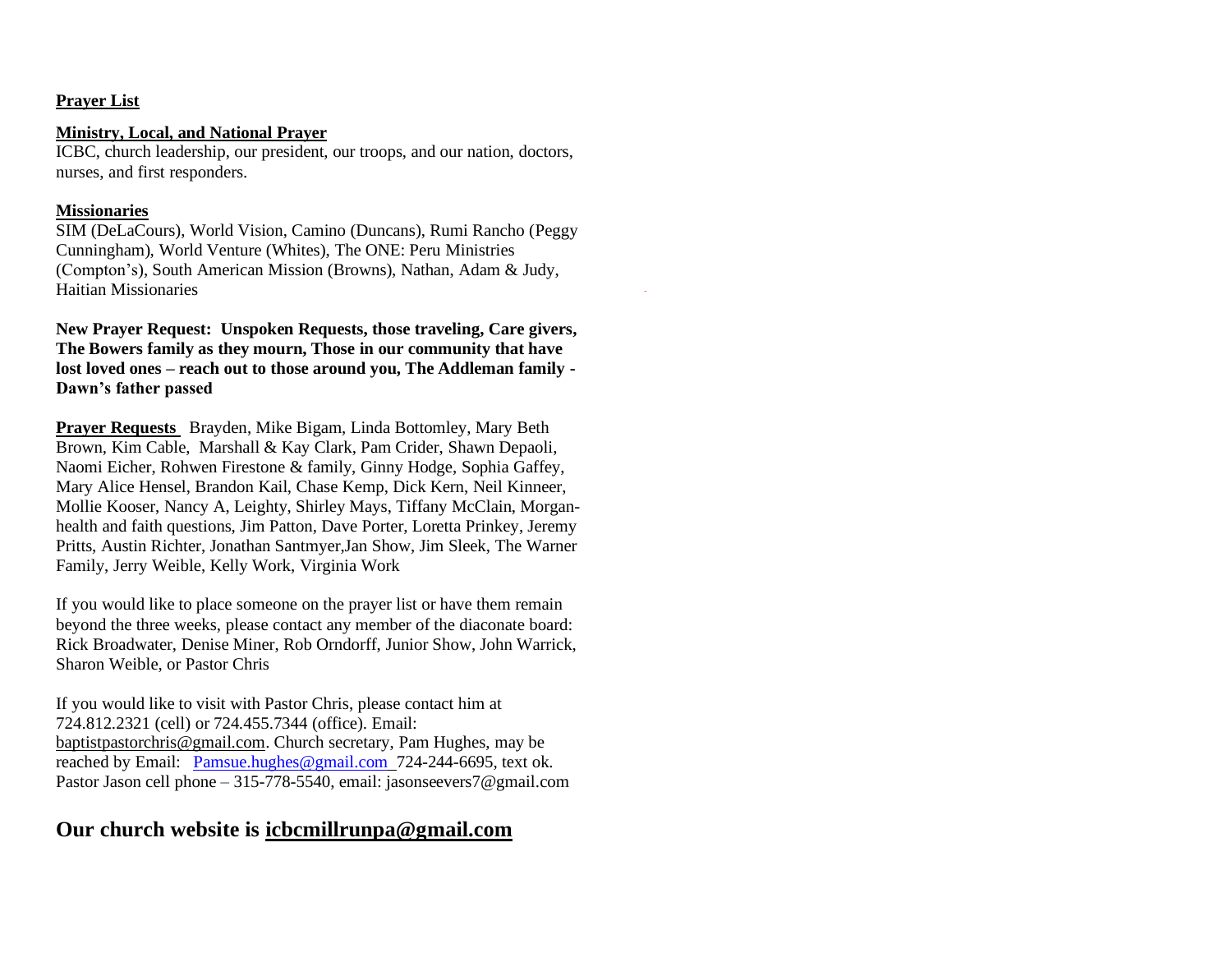**Prayer List**

**Ministry, Local, and National Prayer**

ICBC, church leadership, our president, our troops, and our nation, doctors, nurses, and first responders.

**Missionaries**

SIM (DeLaCours), World Vision, Camino (Duncans), Rumi Rancho (Peggy Cunningham), World Venture (Whites), The ONE: Peru Ministries (Compton's), South American Mission (Browns), Nathan, Adam & Judy, Haitian Missionaries

**New Prayer Request: Unspoken Requests, those traveling, Care givers, The Bowers family as they mourn, Those in our community that have lost loved ones – reach out to those around you, The Addleman family - Dawn's father passed**

**Prayer Requests** Brayden, Mike Bigam, Linda Bottomley, Mary Beth Brown, Kim Cable, Marshall & Kay Clark, Pam Crider, Shawn Depaoli, Naomi Eicher, Rohwen Firestone & family, Ginny Hodge, Sophia Gaffey, Mary Alice Hensel, Brandon Kail, Chase Kemp, Dick Kern, Neil Kinneer, Mollie Kooser, Nancy A, Leighty, Shirley Mays, Tiffany McClain, Morgan- health and faith questions, Jim Patton, Dave Porter, Loretta Prinkey, Jeremy Pritts, Austin Richter, Jonathan Santmyer,Jan Show, Jim Sleek, The Warner Family, Jerry Weible, Kelly Work, Virginia Work

If you would like to place someone on the prayer list or have them remain beyond the three weeks, please contact any member of the diaconate board: Rick Broadwater, Denise Miner, Rob Orndorff, Junior Show, John Warrick, Sharon Weible, or Pastor Chris

If you would like to visit with Pastor Chris, please contact him at 724.812.2321 (cell) or 724.455.7344 (office). Email: baptistpastorchris@gmail.com. Church secretary, Pam Hughes, may be reached by Email: Pamsue.hughes@gmail.com 724-244-6695, text ok. Pastor Jason cell phone – 315-778-5540, email: jasonseevers7@gmail.com

## Our church website is icbcmillrunpa@gmail.com